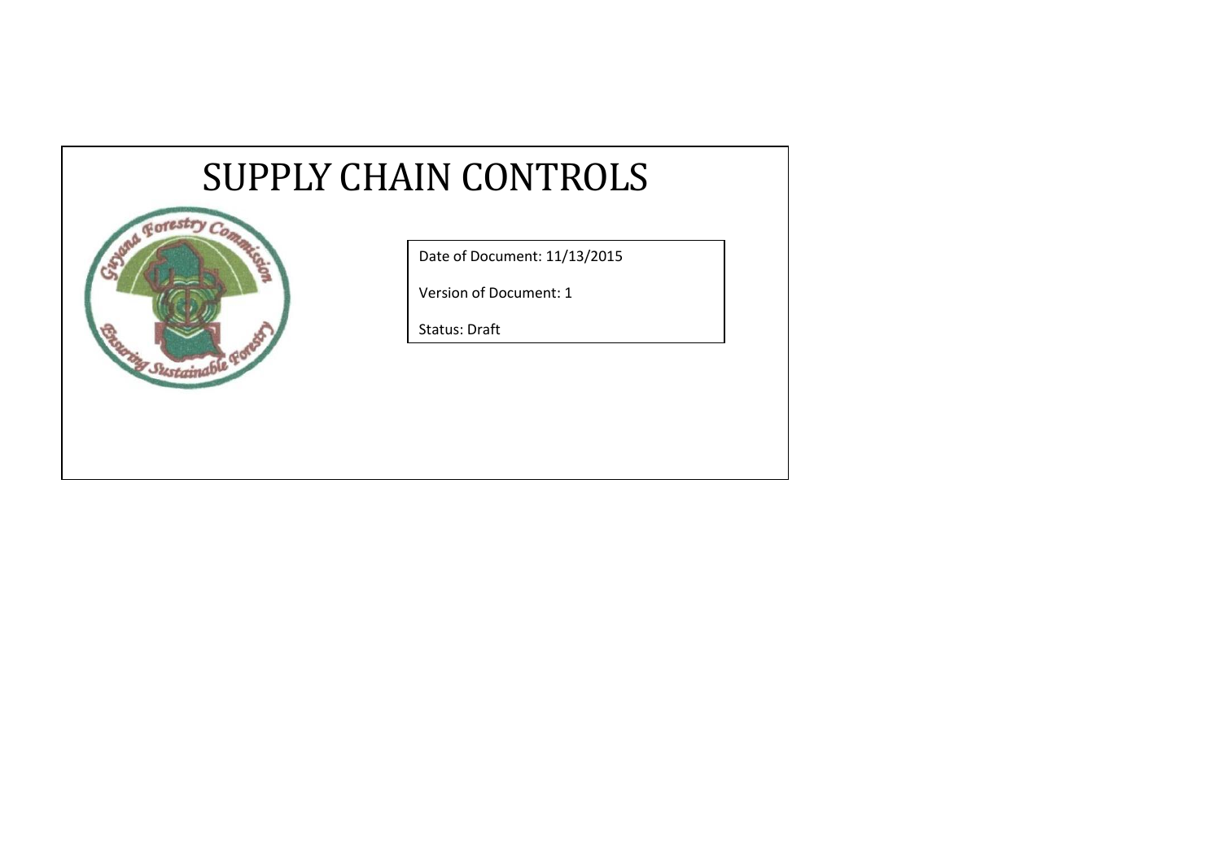# SUPPLY CHAIN CONTROLS

Date of Document: 11/13/2015

Version of Document: 1

Status: Draft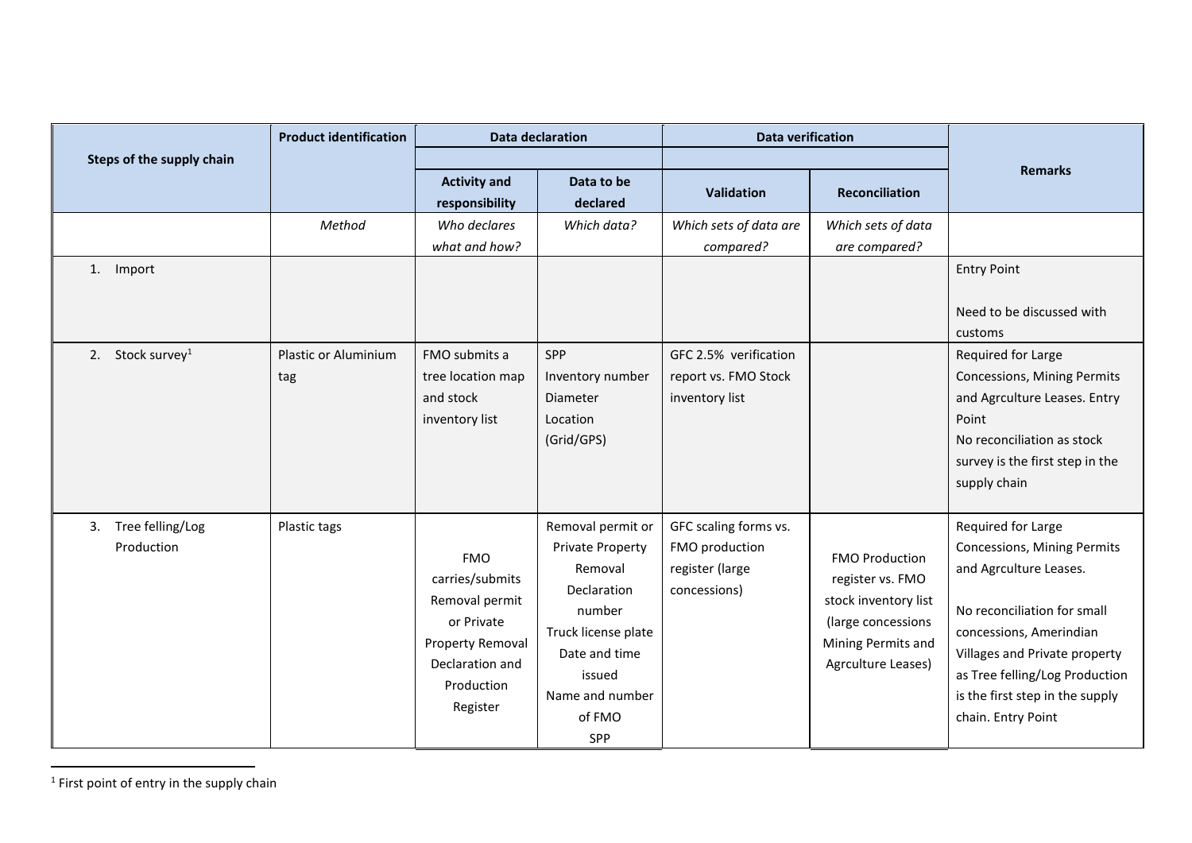| Steps of the supply chain | Product identification | Data declaration | | Data verification | | Remarks |
|---|---|---|---|---|---|---|
| | | Activity and responsibility | Data to be declared | Validation | Reconciliation | |
| | *Method* | *Who declares what and how?* | *Which data?* | *Which sets of data are compared?* | *Which sets of data are compared?* | |
| 1. Import | | | | | | Entry Point<br><br>Need to be discussed with customs |
| 2. Stock survey[1] | Plastic or Aluminium tag | FMO submits a tree location map and stock inventory list | SPP<br>Inventory number<br>Diameter<br>Location (Grid/GPS) | GFC 2.5% verification report vs. FMO Stock inventory list | | Required for Large Concessions, Mining Permits and Agrculture Leases. Entry Point<br>No reconciliation as stock survey is the first step in the supply chain |
| 3. Tree felling/Log Production | Plastic tags | FMO carries/submits Removal permit or Private Property Removal Declaration and Production Register | Removal permit or Private Property Removal Declaration number<br>Truck license plate<br>Date and time issued<br>Name and number of FMO<br>SPP | GFC scaling forms vs. FMO production register (large concessions) | FMO Production register vs. FMO stock inventory list (large concessions Mining Permits and Agrculture Leases) | Required for Large Concessions, Mining Permits and Agrculture Leases.<br><br>No reconciliation for small concessions, Amerindian Villages and Private property as Tree felling/Log Production is the first step in the supply chain. Entry Point |

[1] First point of entry in the supply chain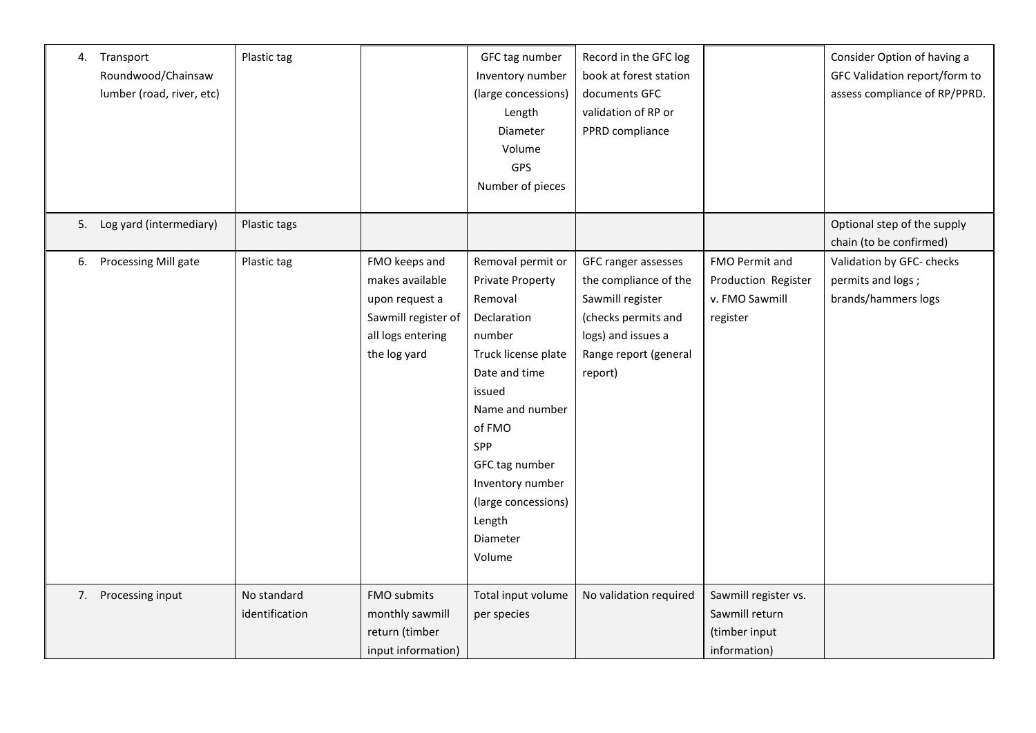| | | | | | | |
|---|---|---|---|---|---|---|
| 4. Transport Roundwood/Chainsaw lumber (road, river, etc) | Plastic tag | | GFC tag number<br>Inventory number (large concessions)<br>Length<br>Diameter<br>Volume<br>GPS<br>Number of pieces | Record in the GFC log book at forest station documents GFC validation of RP or PPRD compliance | | Consider Option of having a GFC Validation report/form to assess compliance of RP/PPRD. |
| 5. Log yard (intermediary) | Plastic tags | | | | | Optional step of the supply chain (to be confirmed) |
| 6. Processing Mill gate | Plastic tag | FMO keeps and makes available upon request a Sawmill register of all logs entering the log yard | Removal permit or Private Property Removal Declaration number<br>Truck license plate<br>Date and time issued<br>Name and number of FMO<br>SPP<br>GFC tag number<br>Inventory number (large concessions)<br>Length<br>Diameter<br>Volume | GFC ranger assesses the compliance of the Sawmill register (checks permits and logs) and issues a Range report (general report) | FMO Permit and Production Register v. FMO Sawmill register | Validation by GFC- checks permits and logs ; brands/hammers logs |
| 7. Processing input | No standard identification | FMO submits monthly sawmill return (timber input information) | Total input volume per species | No validation required | Sawmill register vs. Sawmill return (timber input information) | |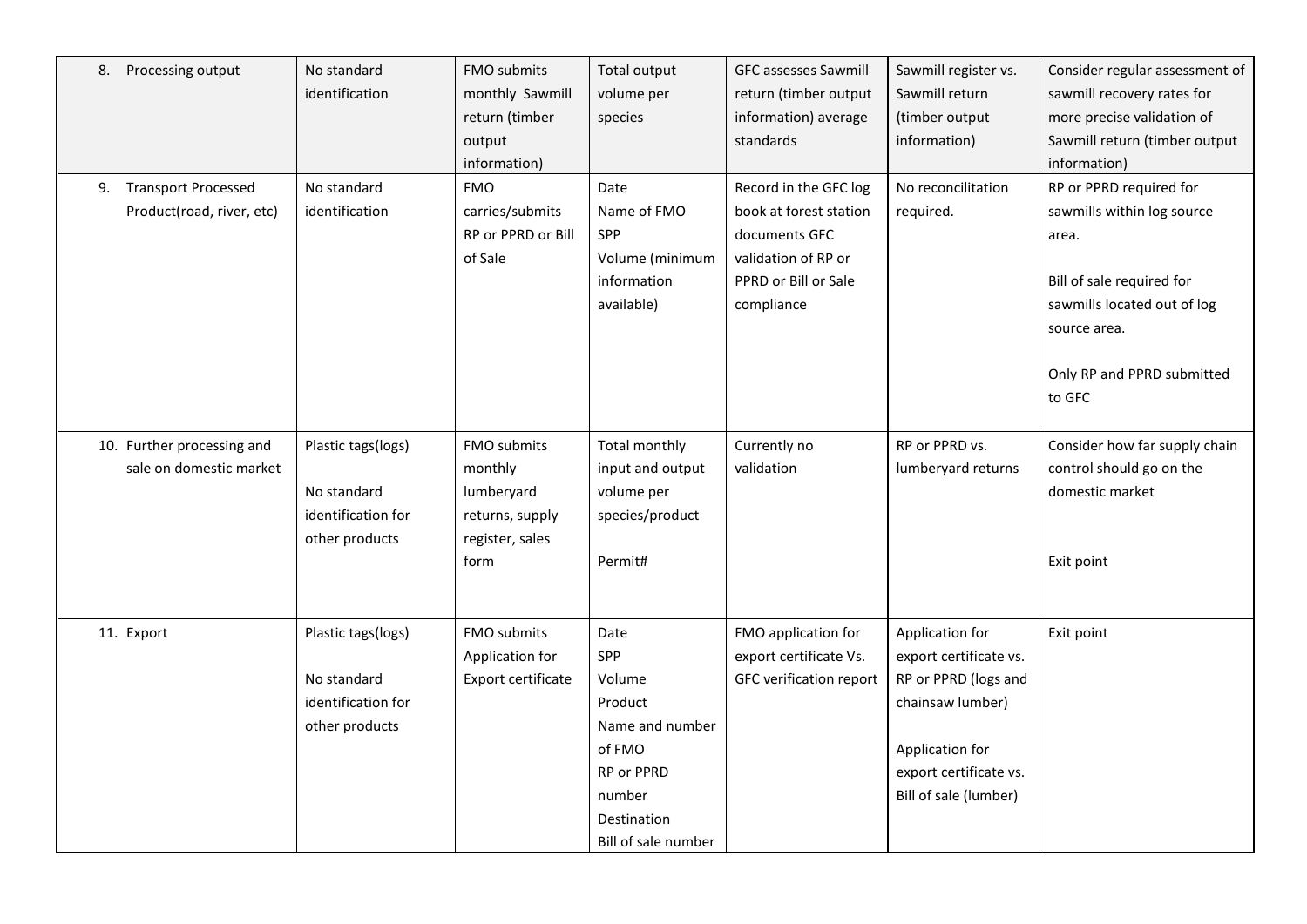| | | | | | | |
|---|---|---|---|---|---|---|
| 8. Processing output | No standard identification | FMO submits monthly Sawmill return (timber output information) | Total output volume per species | GFC assesses Sawmill return (timber output information) average standards | Sawmill register vs. Sawmill return (timber output information) | Consider regular assessment of sawmill recovery rates for more precise validation of Sawmill return (timber output information) |
| 9. Transport Processed Product(road, river, etc) | No standard identification | FMO carries/submits RP or PPRD or Bill of Sale | Date<br>Name of FMO<br>SPP<br>Volume (minimum information available) | Record in the GFC log book at forest station documents GFC validation of RP or PPRD or Bill or Sale compliance | No reconcilitation required. | RP or PPRD required for sawmills within log source area.<br><br>Bill of sale required for sawmills located out of log source area.<br><br>Only RP and PPRD submitted to GFC |
| 10. Further processing and sale on domestic market | Plastic tags(logs)<br><br>No standard identification for other products | FMO submits monthly lumberyard returns, supply register, sales form | Total monthly input and output volume per species/product<br><br>Permit# | Currently no validation | RP or PPRD vs. lumberyard returns | Consider how far supply chain control should go on the domestic market<br><br>Exit point |
| 11. Export | Plastic tags(logs)<br><br>No standard identification for other products | FMO submits Application for Export certificate | Date<br>SPP<br>Volume<br>Product<br>Name and number of FMO<br>RP or PPRD number<br>Destination<br>Bill of sale number | FMO application for export certificate Vs. GFC verification report | Application for export certificate vs. RP or PPRD (logs and chainsaw lumber)<br><br>Application for export certificate vs. Bill of sale (lumber) | Exit point |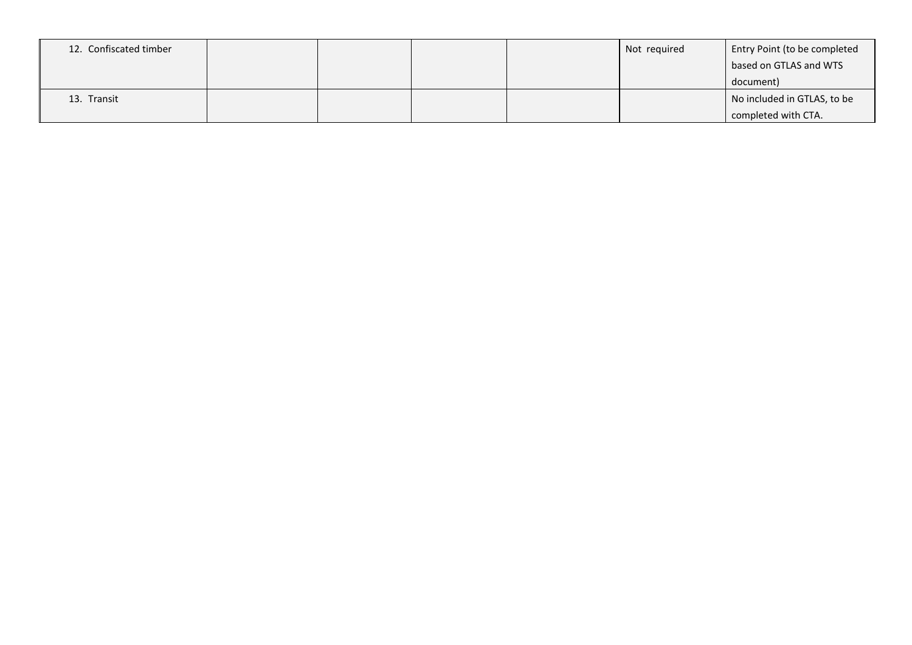| | | | | | | |
|---|---|---|---|---|---|---|
| 12. Confiscated timber | | | | | Not required | Entry Point (to be completed based on GTLAS and WTS document) |
| 13. Transit | | | | | | No included in GTLAS, to be completed with CTA. |